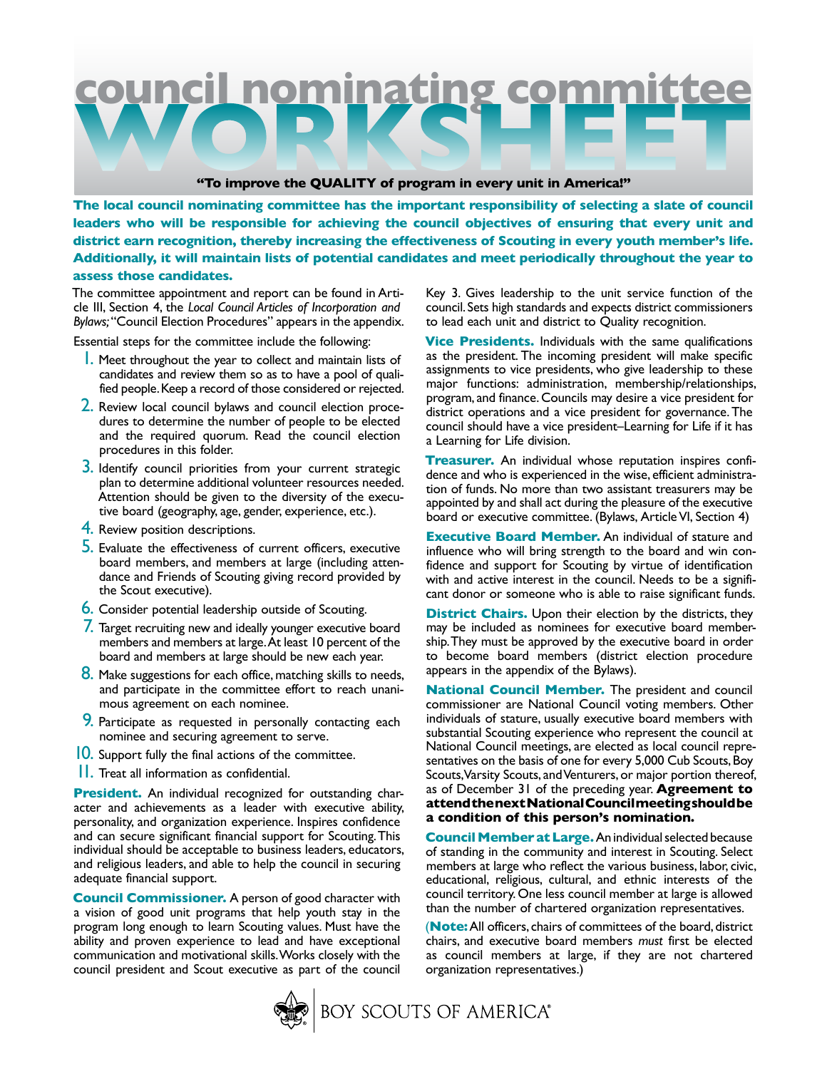# council nominating committee WORKSHEET

**"To improve the QUALITY of program in every unit in America!"**

**The local council nominating committee has the important responsibility of selecting a slate of council leaders who will be responsible for achieving the council objectives of ensuring that every unit and district earn recognition, thereby increasing the effectiveness of Scouting in every youth member's life. Additionally, it will maintain lists of potential candidates and meet periodically throughout the year to assess those candidates.**

The committee appointment and report can be found in Article III, Section 4, the *Local Council Articles of Incorporation and Bylaws;* "Council Election Procedures" appears in the appendix.

Essential steps for the committee include the following:

1. Meet throughout the year to collect and maintain lists of candidates and review them so as to have a pool of qualified people. Keep a record of those considered or rejected.
2. Review local council bylaws and council election procedures to determine the number of people to be elected and the required quorum. Read the council election procedures in this folder.
3. Identify council priorities from your current strategic plan to determine additional volunteer resources needed. Attention should be given to the diversity of the executive board (geography, age, gender, experience, etc.).
4. Review position descriptions.
5. Evaluate the effectiveness of current officers, executive board members, and members at large (including attendance and Friends of Scouting giving record provided by the Scout executive).
6. Consider potential leadership outside of Scouting.
7. Target recruiting new and ideally younger executive board members and members at large. At least 10 percent of the board and members at large should be new each year.
8. Make suggestions for each office, matching skills to needs, and participate in the committee effort to reach unanimous agreement on each nominee.
9. Participate as requested in personally contacting each nominee and securing agreement to serve.
10. Support fully the final actions of the committee.
11. Treat all information as confidential.

**President.** An individual recognized for outstanding character and achievements as a leader with executive ability, personality, and organization experience. Inspires confidence and can secure significant financial support for Scouting. This individual should be acceptable to business leaders, educators, and religious leaders, and able to help the council in securing adequate financial support.

**Council Commissioner.** A person of good character with a vision of good unit programs that help youth stay in the program long enough to learn Scouting values. Must have the ability and proven experience to lead and have exceptional communication and motivational skills. Works closely with the council president and Scout executive as part of the council Key 3. Gives leadership to the unit service function of the council. Sets high standards and expects district commissioners to lead each unit and district to Quality recognition.

**Vice Presidents.** Individuals with the same qualifications as the president. The incoming president will make specific assignments to vice presidents, who give leadership to these major functions: administration, membership/relationships, program, and finance. Councils may desire a vice president for district operations and a vice president for governance. The council should have a vice president–Learning for Life if it has a Learning for Life division.

**Treasurer.** An individual whose reputation inspires confidence and who is experienced in the wise, efficient administration of funds. No more than two assistant treasurers may be appointed by and shall act during the pleasure of the executive board or executive committee. (Bylaws, Article VI, Section 4)

**Executive Board Member.** An individual of stature and influence who will bring strength to the board and win confidence and support for Scouting by virtue of identification with and active interest in the council. Needs to be a significant donor or someone who is able to raise significant funds.

**District Chairs.** Upon their election by the districts, they may be included as nominees for executive board membership. They must be approved by the executive board in order to become board members (district election procedure appears in the appendix of the Bylaws).

**National Council Member.** The president and council commissioner are National Council voting members. Other individuals of stature, usually executive board members with substantial Scouting experience who represent the council at National Council meetings, are elected as local council representatives on the basis of one for every 5,000 Cub Scouts, Boy Scouts, Varsity Scouts, and Venturers, or major portion thereof, as of December 31 of the preceding year. **Agreement to attend the next National Council meeting should be a condition of this person's nomination.**

**Council Member at Large.** An individual selected because of standing in the community and interest in Scouting. Select members at large who reflect the various business, labor, civic, educational, religious, cultural, and ethnic interests of the council territory. One less council member at large is allowed than the number of chartered organization representatives.

(**Note:** All officers, chairs of committees of the board, district chairs, and executive board members *must* first be elected as council members at large, if they are not chartered organization representatives.)

BOY SCOUTS OF AMERICA®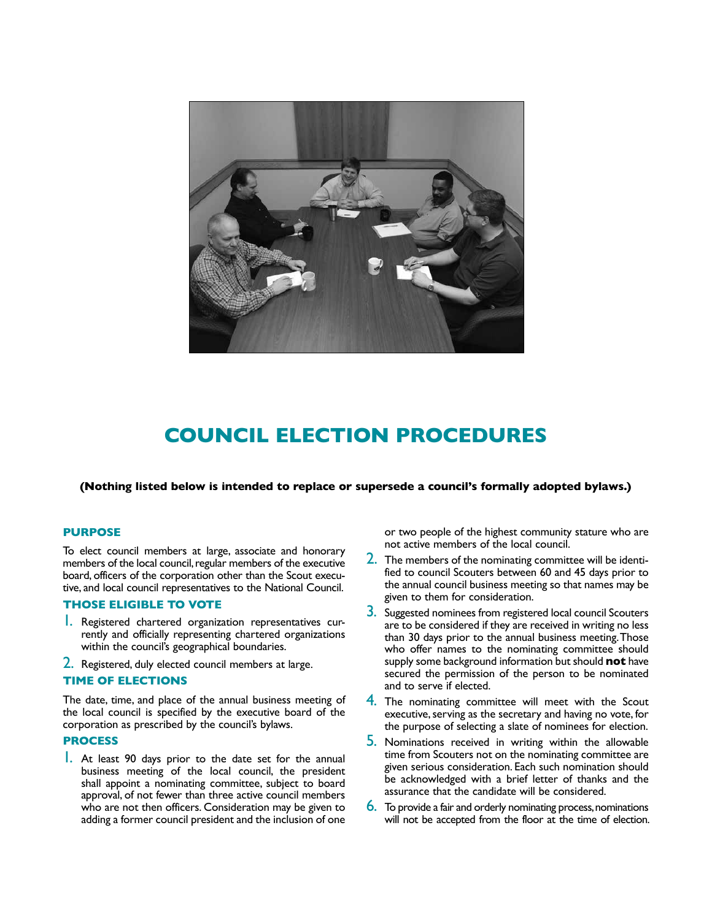# COUNCIL ELECTION PROCEDURES

**(Nothing listed below is intended to replace or supersede a council's formally adopted bylaws.)**

## PURPOSE

To elect council members at large, associate and honorary members of the local council, regular members of the executive board, officers of the corporation other than the Scout executive, and local council representatives to the National Council.

## THOSE ELIGIBLE TO VOTE

1. Registered chartered organization representatives currently and officially representing chartered organizations within the council's geographical boundaries.
2. Registered, duly elected council members at large.

## TIME OF ELECTIONS

The date, time, and place of the annual business meeting of the local council is specified by the executive board of the corporation as prescribed by the council's bylaws.

## PROCESS

1. At least 90 days prior to the date set for the annual business meeting of the local council, the president shall appoint a nominating committee, subject to board approval, of not fewer than three active council members who are not then officers. Consideration may be given to adding a former council president and the inclusion of one or two people of the highest community stature who are not active members of the local council.
2. The members of the nominating committee will be identified to council Scouters between 60 and 45 days prior to the annual council business meeting so that names may be given to them for consideration.
3. Suggested nominees from registered local council Scouters are to be considered if they are received in writing no less than 30 days prior to the annual business meeting. Those who offer names to the nominating committee should supply some background information but should **not** have secured the permission of the person to be nominated and to serve if elected.
4. The nominating committee will meet with the Scout executive, serving as the secretary and having no vote, for the purpose of selecting a slate of nominees for election.
5. Nominations received in writing within the allowable time from Scouters not on the nominating committee are given serious consideration. Each such nomination should be acknowledged with a brief letter of thanks and the assurance that the candidate will be considered.
6. To provide a fair and orderly nominating process, nominations will not be accepted from the floor at the time of election.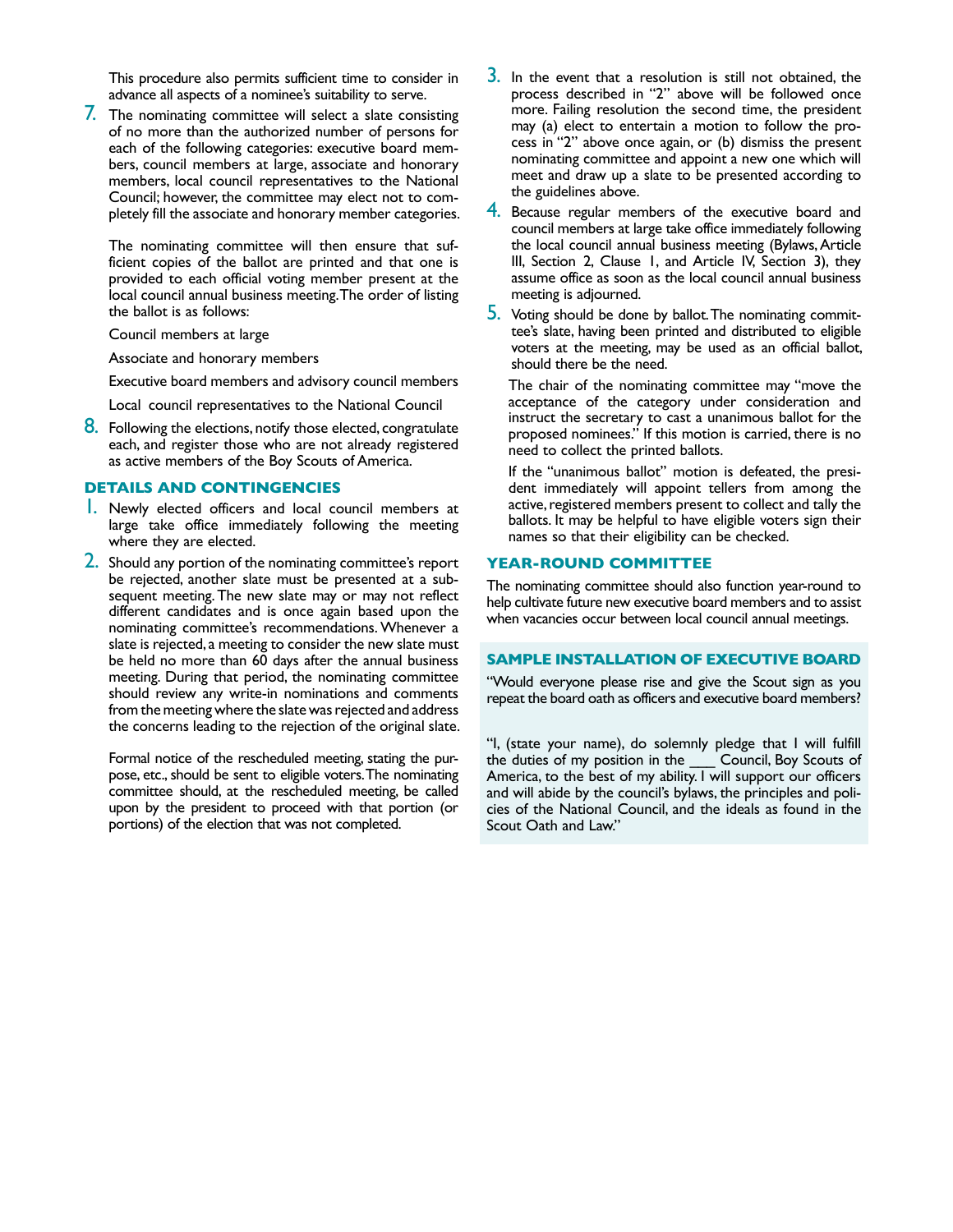This procedure also permits sufficient time to consider in advance all aspects of a nominee's suitability to serve.

7. The nominating committee will select a slate consisting of no more than the authorized number of persons for each of the following categories: executive board members, council members at large, associate and honorary members, local council representatives to the National Council; however, the committee may elect not to completely fill the associate and honorary member categories.

   The nominating committee will then ensure that sufficient copies of the ballot are printed and that one is provided to each official voting member present at the local council annual business meeting. The order of listing the ballot is as follows:

   Council members at large

   Associate and honorary members

   Executive board members and advisory council members

   Local council representatives to the National Council

8. Following the elections, notify those elected, congratulate each, and register those who are not already registered as active members of the Boy Scouts of America.

## DETAILS AND CONTINGENCIES

1. Newly elected officers and local council members at large take office immediately following the meeting where they are elected.
2. Should any portion of the nominating committee's report be rejected, another slate must be presented at a subsequent meeting. The new slate may or may not reflect different candidates and is once again based upon the nominating committee's recommendations. Whenever a slate is rejected, a meeting to consider the new slate must be held no more than 60 days after the annual business meeting. During that period, the nominating committee should review any write-in nominations and comments from the meeting where the slate was rejected and address the concerns leading to the rejection of the original slate.

   Formal notice of the rescheduled meeting, stating the purpose, etc., should be sent to eligible voters. The nominating committee should, at the rescheduled meeting, be called upon by the president to proceed with that portion (or portions) of the election that was not completed.
3. In the event that a resolution is still not obtained, the process described in "2" above will be followed once more. Failing resolution the second time, the president may (a) elect to entertain a motion to follow the process in "2" above once again, or (b) dismiss the present nominating committee and appoint a new one which will meet and draw up a slate to be presented according to the guidelines above.
4. Because regular members of the executive board and council members at large take office immediately following the local council annual business meeting (Bylaws, Article III, Section 2, Clause 1, and Article IV, Section 3), they assume office as soon as the local council annual business meeting is adjourned.
5. Voting should be done by ballot. The nominating committee's slate, having been printed and distributed to eligible voters at the meeting, may be used as an official ballot, should there be the need.

   The chair of the nominating committee may "move the acceptance of the category under consideration and instruct the secretary to cast a unanimous ballot for the proposed nominees." If this motion is carried, there is no need to collect the printed ballots.

   If the "unanimous ballot" motion is defeated, the president immediately will appoint tellers from among the active, registered members present to collect and tally the ballots. It may be helpful to have eligible voters sign their names so that their eligibility can be checked.

## YEAR-ROUND COMMITTEE

The nominating committee should also function year-round to help cultivate future new executive board members and to assist when vacancies occur between local council annual meetings.

## SAMPLE INSTALLATION OF EXECUTIVE BOARD

"Would everyone please rise and give the Scout sign as you repeat the board oath as officers and executive board members?

"I, (state your name), do solemnly pledge that I will fulfill the duties of my position in the ___ Council, Boy Scouts of America, to the best of my ability. I will support our officers and will abide by the council's bylaws, the principles and policies of the National Council, and the ideals as found in the Scout Oath and Law."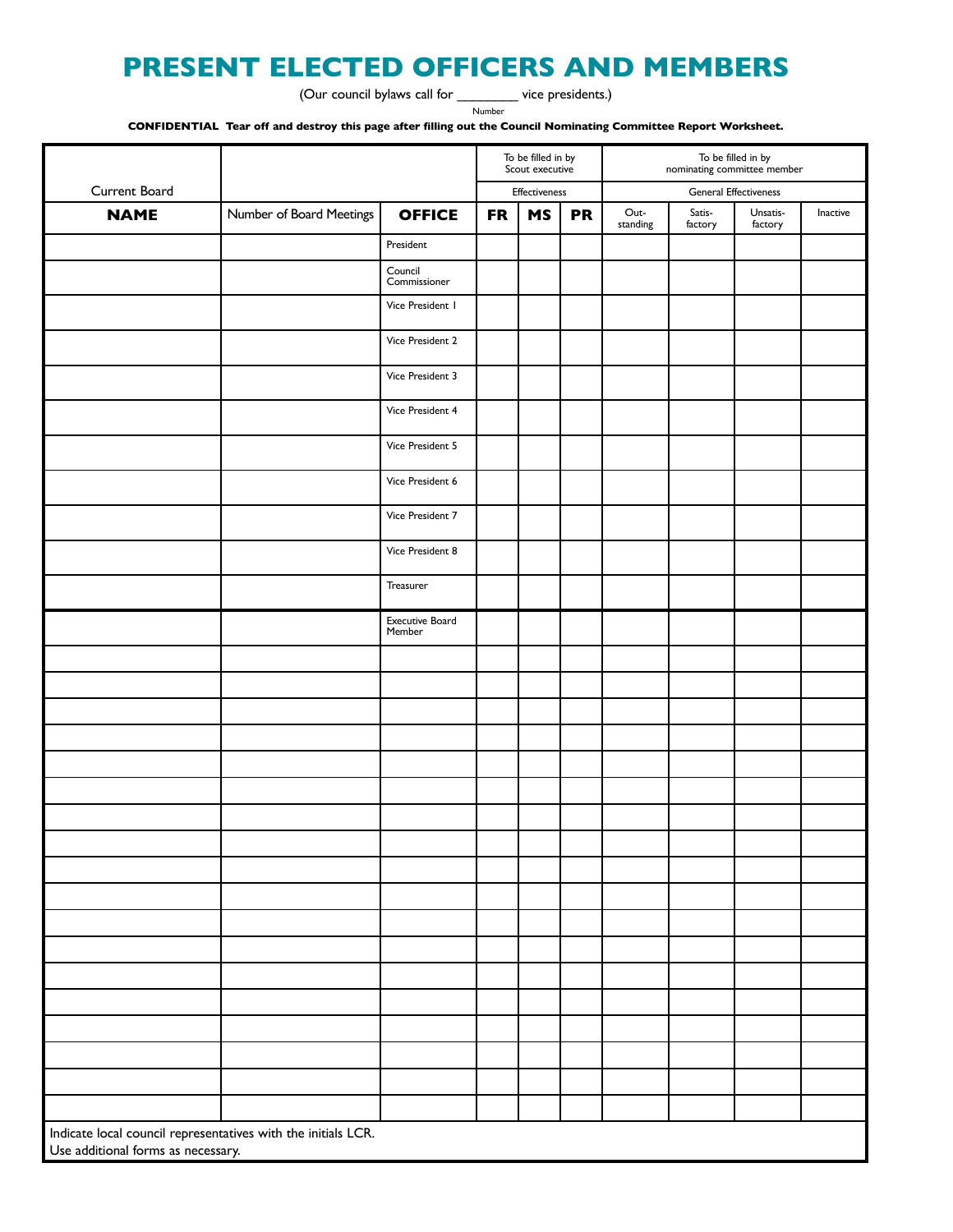# PRESENT ELECTED OFFICERS AND MEMBERS

(Our council bylaws call for ________ vice presidents.)
Number

**CONFIDENTIAL Tear off and destroy this page after filling out the Council Nominating Committee Report Worksheet.**

| Current Board | | | To be filled in by Scout executive | | | To be filled in by nominating committee member | | | |
|---|---|---|---|---|---|---|---|---|---|
| | | | Effectiveness | | | General Effectiveness | | | |
| **NAME** | Number of Board Meetings | **OFFICE** | **FR** | **MS** | **PR** | Out-standing | Satis-factory | Unsatis-factory | Inactive |
| | | President | | | | | | | |
| | | Council Commissioner | | | | | | | |
| | | Vice President 1 | | | | | | | |
| | | Vice President 2 | | | | | | | |
| | | Vice President 3 | | | | | | | |
| | | Vice President 4 | | | | | | | |
| | | Vice President 5 | | | | | | | |
| | | Vice President 6 | | | | | | | |
| | | Vice President 7 | | | | | | | |
| | | Vice President 8 | | | | | | | |
| | | Treasurer | | | | | | | |
| | | Executive Board Member | | | | | | | |
| | | | | | | | | | |
| | | | | | | | | | |
| | | | | | | | | | |
| | | | | | | | | | |
| | | | | | | | | | |
| | | | | | | | | | |
| | | | | | | | | | |
| | | | | | | | | | |
| | | | | | | | | | |
| | | | | | | | | | |
| | | | | | | | | | |
| | | | | | | | | | |
| | | | | | | | | | |
| | | | | | | | | | |
| | | | | | | | | | |
| | | | | | | | | | |
| | | | | | | | | | |

Indicate local council representatives with the initials LCR.
Use additional forms as necessary.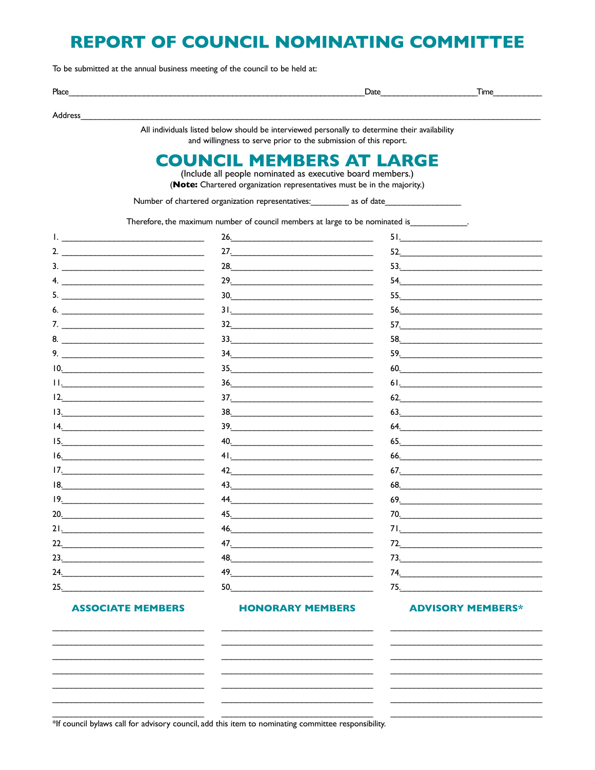# REPORT OF COUNCIL NOMINATING COMMITTEE

To be submitted at the annual business meeting of the council to be held at:

Place_______________________________________________________________________Date______________________Time___________

Address________________________________________________________________________________________________________

All individuals listed below should be interviewed personally to determine their availability and willingness to serve prior to the submission of this report.

## COUNCIL MEMBERS AT LARGE

(Include all people nominated as executive board members.)

(**Note:** Chartered organization representatives must be in the majority.)

Number of chartered organization representatives:________ as of date_________________

Therefore, the maximum number of council members at large to be nominated is____________.

| | | |
|---|---|---|
| 1. ________________________________ | 26. ________________________________ | 51. ________________________________ |
| 2. ________________________________ | 27. ________________________________ | 52. ________________________________ |
| 3. ________________________________ | 28. ________________________________ | 53. ________________________________ |
| 4. ________________________________ | 29. ________________________________ | 54. ________________________________ |
| 5. ________________________________ | 30. ________________________________ | 55. ________________________________ |
| 6. ________________________________ | 31. ________________________________ | 56. ________________________________ |
| 7. ________________________________ | 32. ________________________________ | 57. ________________________________ |
| 8. ________________________________ | 33. ________________________________ | 58. ________________________________ |
| 9. ________________________________ | 34. ________________________________ | 59. ________________________________ |
| 10. ________________________________ | 35. ________________________________ | 60. ________________________________ |
| 11. ________________________________ | 36. ________________________________ | 61. ________________________________ |
| 12. ________________________________ | 37. ________________________________ | 62. ________________________________ |
| 13. ________________________________ | 38. ________________________________ | 63. ________________________________ |
| 14. ________________________________ | 39. ________________________________ | 64. ________________________________ |
| 15. ________________________________ | 40. ________________________________ | 65. ________________________________ |
| 16. ________________________________ | 41. ________________________________ | 66. ________________________________ |
| 17. ________________________________ | 42. ________________________________ | 67. ________________________________ |
| 18. ________________________________ | 43. ________________________________ | 68. ________________________________ |
| 19. ________________________________ | 44. ________________________________ | 69. ________________________________ |
| 20. ________________________________ | 45. ________________________________ | 70. ________________________________ |
| 21. ________________________________ | 46. ________________________________ | 71. ________________________________ |
| 22. ________________________________ | 47. ________________________________ | 72. ________________________________ |
| 23. ________________________________ | 48. ________________________________ | 73. ________________________________ |
| 24. ________________________________ | 49. ________________________________ | 74. ________________________________ |
| 25. ________________________________ | 50. ________________________________ | 75. ________________________________ |

| ASSOCIATE MEMBERS | HONORARY MEMBERS | ADVISORY MEMBERS* |
|---|---|---|
| ________________________________ | ________________________________ | ________________________________ |
| ________________________________ | ________________________________ | ________________________________ |
| ________________________________ | ________________________________ | ________________________________ |
| ________________________________ | ________________________________ | ________________________________ |
| ________________________________ | ________________________________ | ________________________________ |
| ________________________________ | ________________________________ | ________________________________ |
| ________________________________ | ________________________________ | ________________________________ |

*If council bylaws call for advisory council, add this item to nominating committee responsibility.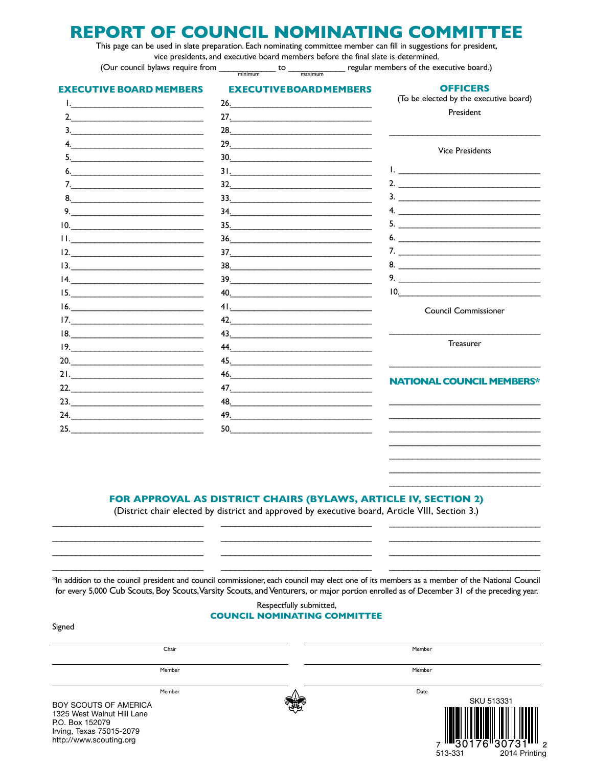# REPORT OF COUNCIL NOMINATING COMMITTEE

This page can be used in slate preparation. Each nominating committee member can fill in suggestions for president, vice presidents, and executive board members before the final slate is determined.

(Our council bylaws require from ____________ to ____________ regular members of the executive board.)
minimum maximum

## EXECUTIVE BOARD MEMBERS

1.______________________________
2.______________________________
3.______________________________
4.______________________________
5.______________________________
6.______________________________
7.______________________________
8.______________________________
9.______________________________
10.______________________________
11.______________________________
12.______________________________
13.______________________________
14.______________________________
15.______________________________
16.______________________________
17.______________________________
18.______________________________
19.______________________________
20.______________________________
21.______________________________
22.______________________________
23.______________________________
24.______________________________
25.______________________________

## EXECUTIVE BOARD MEMBERS

26.______________________________
27.______________________________
28.______________________________
29.______________________________
30.______________________________
31.______________________________
32.______________________________
33.______________________________
34.______________________________
35.______________________________
36.______________________________
37.______________________________
38.______________________________
39.______________________________
40.______________________________
41.______________________________
42.______________________________
43.______________________________
44.______________________________
45.______________________________
46.______________________________
47.______________________________
48.______________________________
49.______________________________
50.______________________________

## OFFICERS

(To be elected by the executive board)

President

______________________________

Vice Presidents

1. ______________________________
2. ______________________________
3. ______________________________
4. ______________________________
5. ______________________________
6. ______________________________
7. ______________________________
8. ______________________________
9. ______________________________
10. ______________________________

Council Commissioner

______________________________

Treasurer

______________________________

## NATIONAL COUNCIL MEMBERS*

______________________________
______________________________
______________________________
______________________________
______________________________
______________________________
______________________________

## FOR APPROVAL AS DISTRICT CHAIRS (BYLAWS, ARTICLE IV, SECTION 2)

(District chair elected by district and approved by executive board, Article VIII, Section 3.)

______________________________ ______________________________ ______________________________
______________________________ ______________________________ ______________________________
______________________________ ______________________________ ______________________________
______________________________ ______________________________ ______________________________

*In addition to the council president and council commissioner, each council may elect one of its members as a member of the National Council for every 5,000 Cub Scouts, Boy Scouts, Varsity Scouts, and Venturers, or major portion enrolled as of December 31 of the preceding year.

Respectfully submitted,

**COUNCIL NOMINATING COMMITTEE**

Signed

______________________________ Chair

______________________________ Member

______________________________ Member

______________________________ Member

______________________________ Member

______________________________ Date

BOY SCOUTS OF AMERICA
1325 West Walnut Hill Lane
P.O. Box 152079
Irving, Texas 75015-2079
http://www.scouting.org

SKU 513331

7 30176 30731 2

513-331 2014 Printing